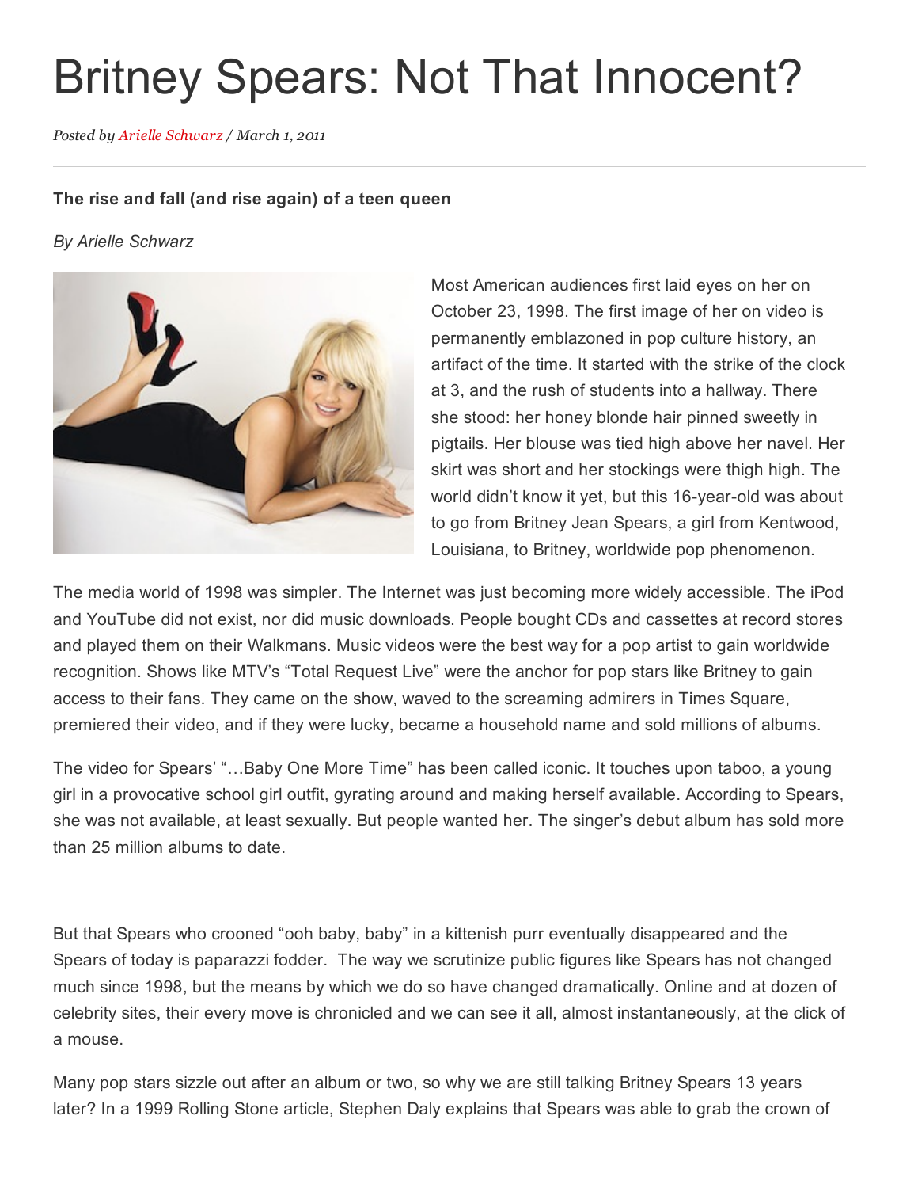# Britney Spears: Not That Innocent?

*Posted by Arielle Schwarz / March 1, 2011*

---

**The rise and fall (and rise again) of a teen queen**

*By Arielle Schwarz*

Most American audiences first laid eyes on her on October 23, 1998. The first image of her on video is permanently emblazoned in pop culture history, an artifact of the time. It started with the strike of the clock at 3, and the rush of students into a hallway. There she stood: her honey blonde hair pinned sweetly in pigtails. Her blouse was tied high above her navel. Her skirt was short and her stockings were thigh high. The world didn't know it yet, but this 16-year-old was about to go from Britney Jean Spears, a girl from Kentwood, Louisiana, to Britney, worldwide pop phenomenon.

The media world of 1998 was simpler. The Internet was just becoming more widely accessible. The iPod and YouTube did not exist, nor did music downloads. People bought CDs and cassettes at record stores and played them on their Walkmans. Music videos were the best way for a pop artist to gain worldwide recognition. Shows like MTV's "Total Request Live" were the anchor for pop stars like Britney to gain access to their fans. They came on the show, waved to the screaming admirers in Times Square, premiered their video, and if they were lucky, became a household name and sold millions of albums.

The video for Spears' "…Baby One More Time" has been called iconic. It touches upon taboo, a young girl in a provocative school girl outfit, gyrating around and making herself available. According to Spears, she was not available, at least sexually. But people wanted her. The singer's debut album has sold more than 25 million albums to date.

But that Spears who crooned "ooh baby, baby" in a kittenish purr eventually disappeared and the Spears of today is paparazzi fodder. The way we scrutinize public figures like Spears has not changed much since 1998, but the means by which we do so have changed dramatically. Online and at dozen of celebrity sites, their every move is chronicled and we can see it all, almost instantaneously, at the click of a mouse.

Many pop stars sizzle out after an album or two, so why we are still talking Britney Spears 13 years later? In a 1999 Rolling Stone article, Stephen Daly explains that Spears was able to grab the crown of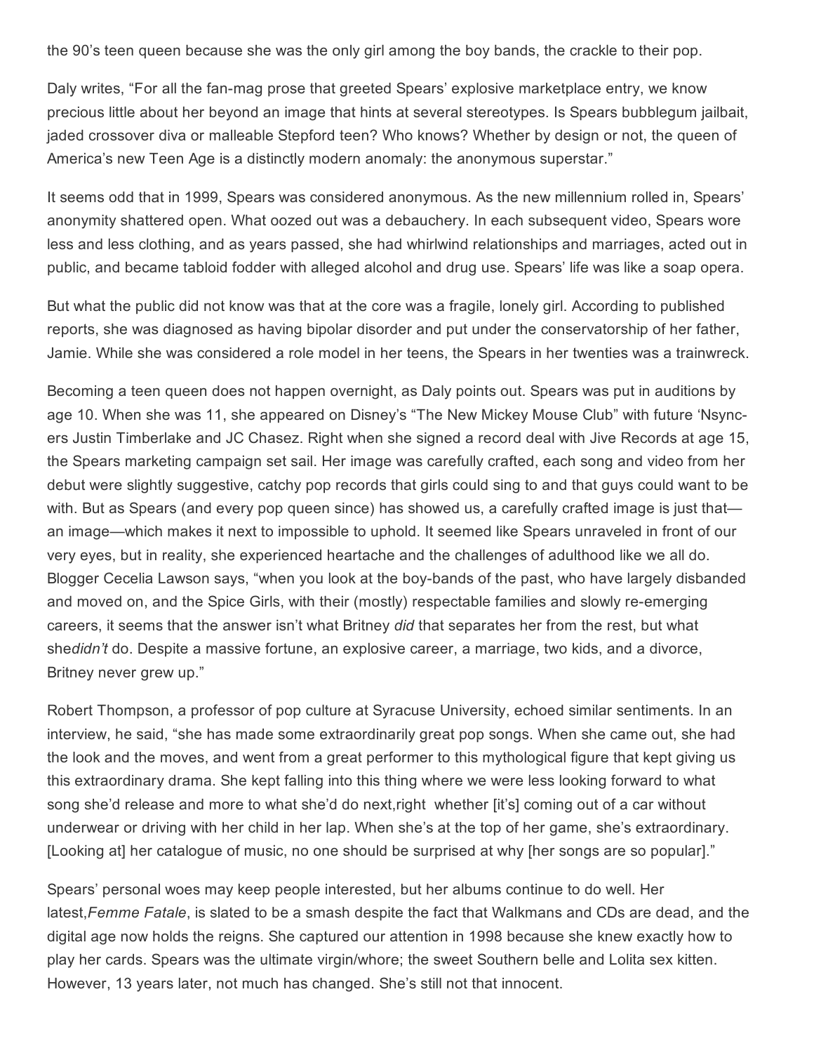the 90's teen queen because she was the only girl among the boy bands, the crackle to their pop.

Daly writes, "For all the fan-mag prose that greeted Spears' explosive marketplace entry, we know precious little about her beyond an image that hints at several stereotypes. Is Spears bubblegum jailbait, jaded crossover diva or malleable Stepford teen? Who knows? Whether by design or not, the queen of America's new Teen Age is a distinctly modern anomaly: the anonymous superstar."

It seems odd that in 1999, Spears was considered anonymous. As the new millennium rolled in, Spears' anonymity shattered open. What oozed out was a debauchery. In each subsequent video, Spears wore less and less clothing, and as years passed, she had whirlwind relationships and marriages, acted out in public, and became tabloid fodder with alleged alcohol and drug use. Spears' life was like a soap opera.

But what the public did not know was that at the core was a fragile, lonely girl. According to published reports, she was diagnosed as having bipolar disorder and put under the conservatorship of her father, Jamie. While she was considered a role model in her teens, the Spears in her twenties was a trainwreck.

Becoming a teen queen does not happen overnight, as Daly points out. Spears was put in auditions by age 10. When she was 11, she appeared on Disney's "The New Mickey Mouse Club" with future 'Nsync-ers Justin Timberlake and JC Chasez. Right when she signed a record deal with Jive Records at age 15, the Spears marketing campaign set sail. Her image was carefully crafted, each song and video from her debut were slightly suggestive, catchy pop records that girls could sing to and that guys could want to be with. But as Spears (and every pop queen since) has showed us, a carefully crafted image is just that—an image—which makes it next to impossible to uphold. It seemed like Spears unraveled in front of our very eyes, but in reality, she experienced heartache and the challenges of adulthood like we all do. Blogger Cecelia Lawson says, "when you look at the boy-bands of the past, who have largely disbanded and moved on, and the Spice Girls, with their (mostly) respectable families and slowly re-emerging careers, it seems that the answer isn't what Britney *did* that separates her from the rest, but what she*didn't* do. Despite a massive fortune, an explosive career, a marriage, two kids, and a divorce, Britney never grew up."

Robert Thompson, a professor of pop culture at Syracuse University, echoed similar sentiments. In an interview, he said, "she has made some extraordinarily great pop songs. When she came out, she had the look and the moves, and went from a great performer to this mythological figure that kept giving us this extraordinary drama. She kept falling into this thing where we were less looking forward to what song she'd release and more to what she'd do next,right  whether [it's] coming out of a car without underwear or driving with her child in her lap. When she's at the top of her game, she's extraordinary. [Looking at] her catalogue of music, no one should be surprised at why [her songs are so popular]."

Spears' personal woes may keep people interested, but her albums continue to do well. Her latest,*Femme Fatale*, is slated to be a smash despite the fact that Walkmans and CDs are dead, and the digital age now holds the reigns. She captured our attention in 1998 because she knew exactly how to play her cards. Spears was the ultimate virgin/whore; the sweet Southern belle and Lolita sex kitten. However, 13 years later, not much has changed. She's still not that innocent.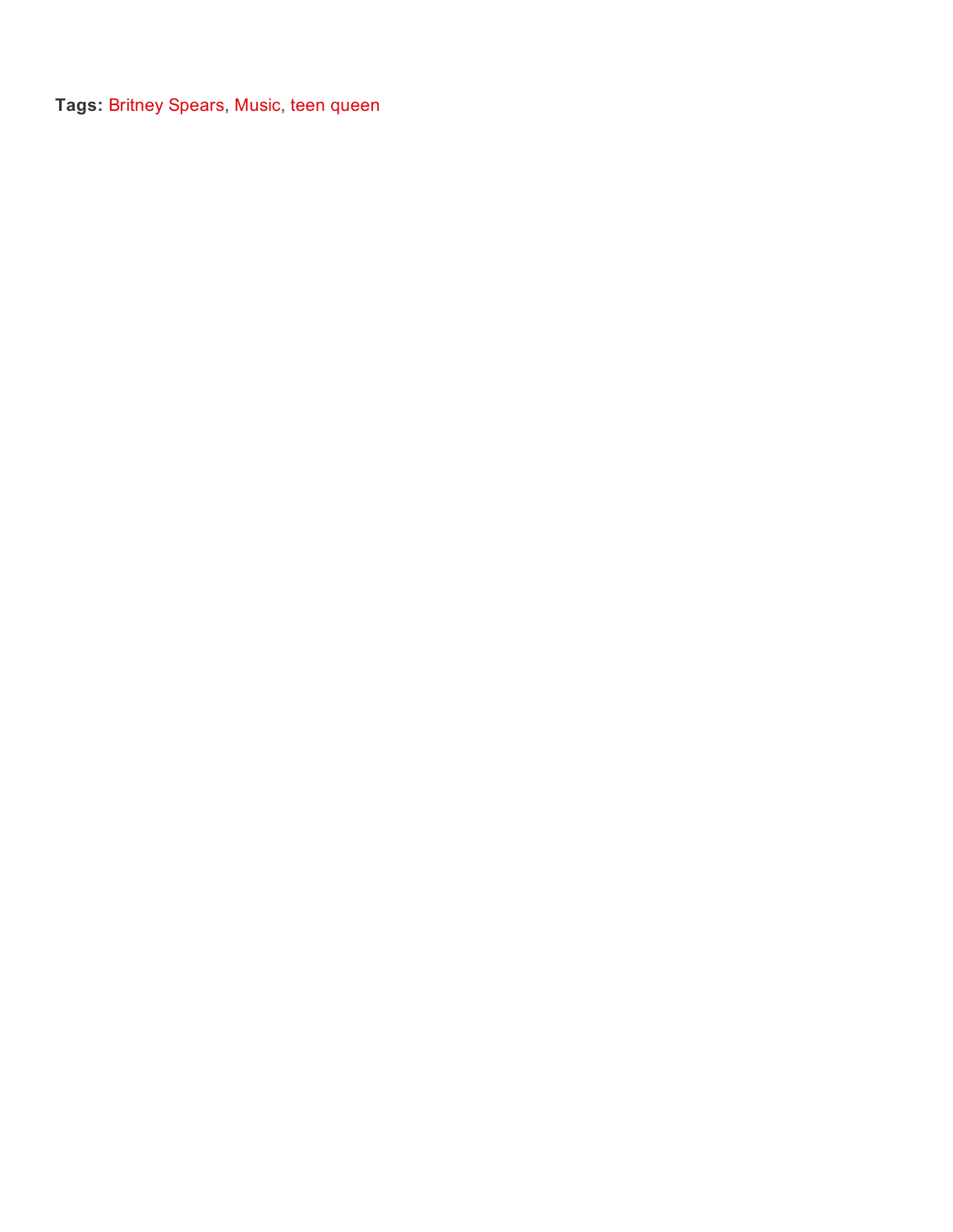**Tags:** Britney Spears, Music, teen queen